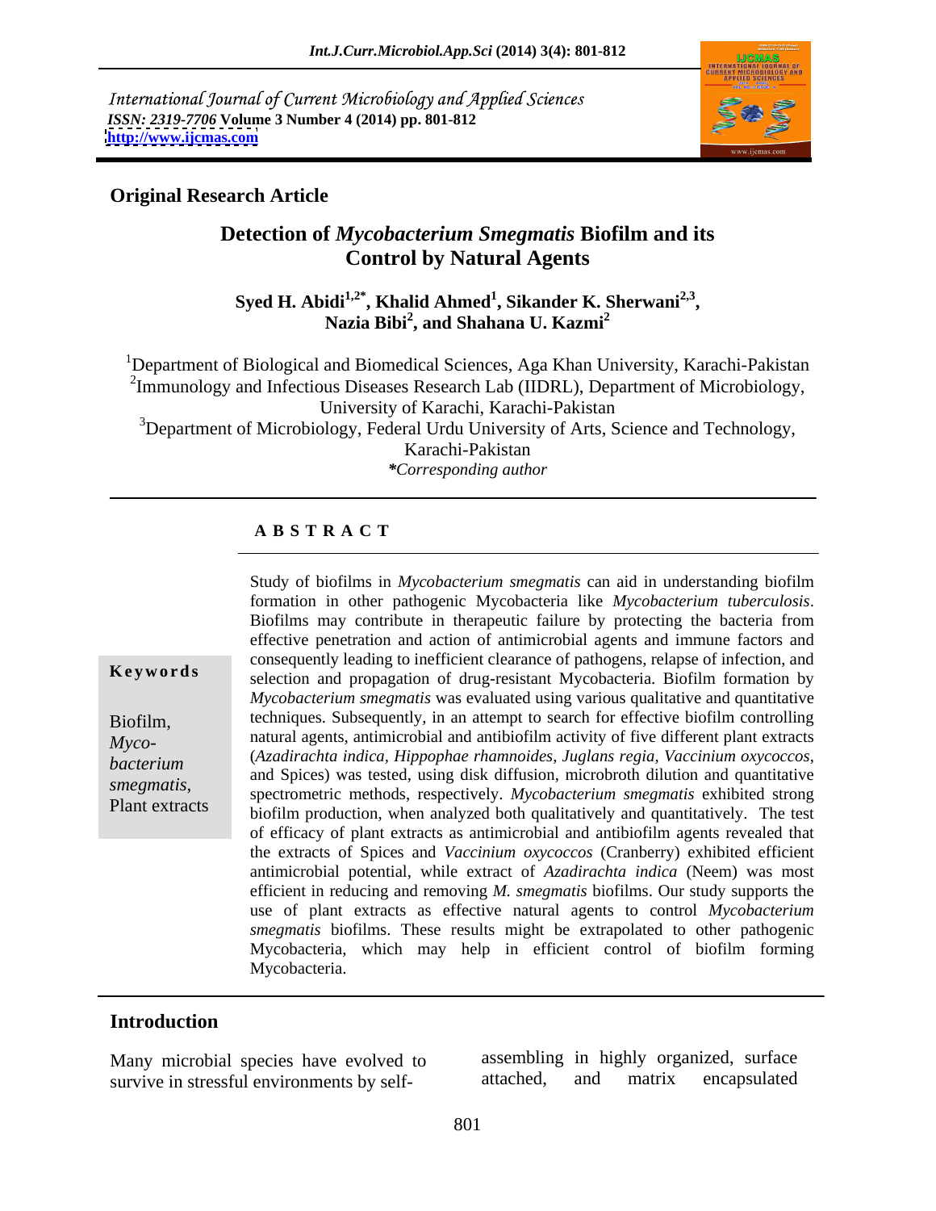International Journal of Current Microbiology and Applied Sciences
*ISSN: 2319-7706* **Volume 3 Number 4 (2014) pp. 801-812**
**http://www.ijcmas.com**

**Original Research Article**

# Detection of *Mycobacterium Smegmatis* Biofilm and its Control by Natural Agents

**Syed H. Abidi[1,2*], Khalid Ahmed[1], Sikander K. Sherwani[2,3], Nazia Bibi[2], and Shahana U. Kazmi[2]**

[1]Department of Biological and Biomedical Sciences, Aga Khan University, Karachi-Pakistan
[2]Immunology and Infectious Diseases Research Lab (IIDRL), Department of Microbiology, University of Karachi, Karachi-Pakistan
[3]Department of Microbiology, Federal Urdu University of Arts, Science and Technology, Karachi-Pakistan
*\*Corresponding author*

**A B S T R A C T**

**Keywords**

Biofilm, *Mycobacterium smegmatis*, Plant extracts

Study of biofilms in *Mycobacterium smegmatis* can aid in understanding biofilm formation in other pathogenic Mycobacteria like *Mycobacterium tuberculosis*. Biofilms may contribute in therapeutic failure by protecting the bacteria from effective penetration and action of antimicrobial agents and immune factors and consequently leading to inefficient clearance of pathogens, relapse of infection, and selection and propagation of drug-resistant Mycobacteria. Biofilm formation by *Mycobacterium smegmatis* was evaluated using various qualitative and quantitative techniques. Subsequently, in an attempt to search for effective biofilm controlling natural agents, antimicrobial and antibiofilm activity of five different plant extracts (*Azadirachta indica, Hippophae rhamnoides, Juglans regia, Vaccinium oxycoccos*, and Spices) was tested, using disk diffusion, microbroth dilution and quantitative spectrometric methods, respectively. *Mycobacterium smegmatis* exhibited strong biofilm production, when analyzed both qualitatively and quantitatively. The test of efficacy of plant extracts as antimicrobial and antibiofilm agents revealed that the extracts of Spices and *Vaccinium oxycoccos* (Cranberry) exhibited efficient antimicrobial potential, while extract of *Azadirachta indica* (Neem) was most efficient in reducing and removing *M. smegmatis* biofilms. Our study supports the use of plant extracts as effective natural agents to control *Mycobacterium smegmatis* biofilms. These results might be extrapolated to other pathogenic Mycobacteria, which may help in efficient control of biofilm forming Mycobacteria.

## Introduction

Many microbial species have evolved to survive in stressful environments by self-assembling in highly organized, surface attached, and matrix encapsulated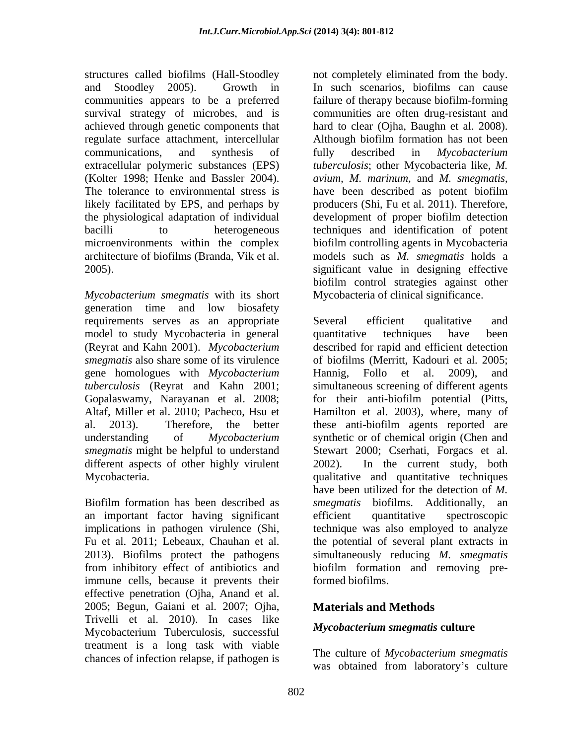structures called biofilms (Hall-Stoodley and Stoodley 2005). Growth in communities appears to be a preferred survival strategy of microbes, and is achieved through genetic components that regulate surface attachment, intercellular communications, and synthesis of extracellular polymeric substances (EPS) (Kolter 1998; Henke and Bassler 2004). The tolerance to environmental stress is likely facilitated by EPS, and perhaps by the physiological adaptation of individual bacilli to heterogeneous microenvironments within the complex architecture of biofilms (Branda, Vik et al. 2005).

*Mycobacterium smegmatis* with its short generation time and low biosafety requirements serves as an appropriate model to study Mycobacteria in general (Reyrat and Kahn 2001). *Mycobacterium smegmatis* also share some of its virulence gene homologues with *Mycobacterium tuberculosis* (Reyrat and Kahn 2001; Gopalaswamy, Narayanan et al. 2008; Altaf, Miller et al. 2010; Pacheco, Hsu et al. 2013). Therefore, the better understanding of *Mycobacterium smegmatis* might be helpful to understand different aspects of other highly virulent Mycobacteria.

Biofilm formation has been described as an important factor having significant implications in pathogen virulence (Shi, Fu et al. 2011; Lebeaux, Chauhan et al. 2013). Biofilms protect the pathogens from inhibitory effect of antibiotics and immune cells, because it prevents their effective penetration (Ojha, Anand et al. 2005; Begun, Gaiani et al. 2007; Ojha, Trivelli et al. 2010). In cases like Mycobacterium Tuberculosis, successful treatment is a long task with viable chances of infection relapse, if pathogen is not completely eliminated from the body. In such scenarios, biofilms can cause failure of therapy because biofilm-forming communities are often drug-resistant and hard to clear (Ojha, Baughn et al. 2008). Although biofilm formation has not been fully described in *Mycobacterium tuberculosis*; other Mycobacteria like, *M. avium*, *M. marinum*, and *M. smegmatis*, have been described as potent biofilm producers (Shi, Fu et al. 2011). Therefore, development of proper biofilm detection techniques and identification of potent biofilm controlling agents in Mycobacteria models such as *M. smegmatis* holds a significant value in designing effective biofilm control strategies against other Mycobacteria of clinical significance.

Several efficient qualitative and quantitative techniques have been described for rapid and efficient detection of biofilms (Merritt, Kadouri et al. 2005; Hannig, Follo et al. 2009), and simultaneous screening of different agents for their anti-biofilm potential (Pitts, Hamilton et al. 2003), where, many of these anti-biofilm agents reported are synthetic or of chemical origin (Chen and Stewart 2000; Cserhati, Forgacs et al. 2002). In the current study, both qualitative and quantitative techniques have been utilized for the detection of *M. smegmatis* biofilms. Additionally, an efficient quantitative spectroscopic technique was also employed to analyze the potential of several plant extracts in simultaneously reducing *M. smegmatis* biofilm formation and removing pre-formed biofilms.

## Materials and Methods

### *Mycobacterium smegmatis* culture

The culture of *Mycobacterium smegmatis* was obtained from laboratory's culture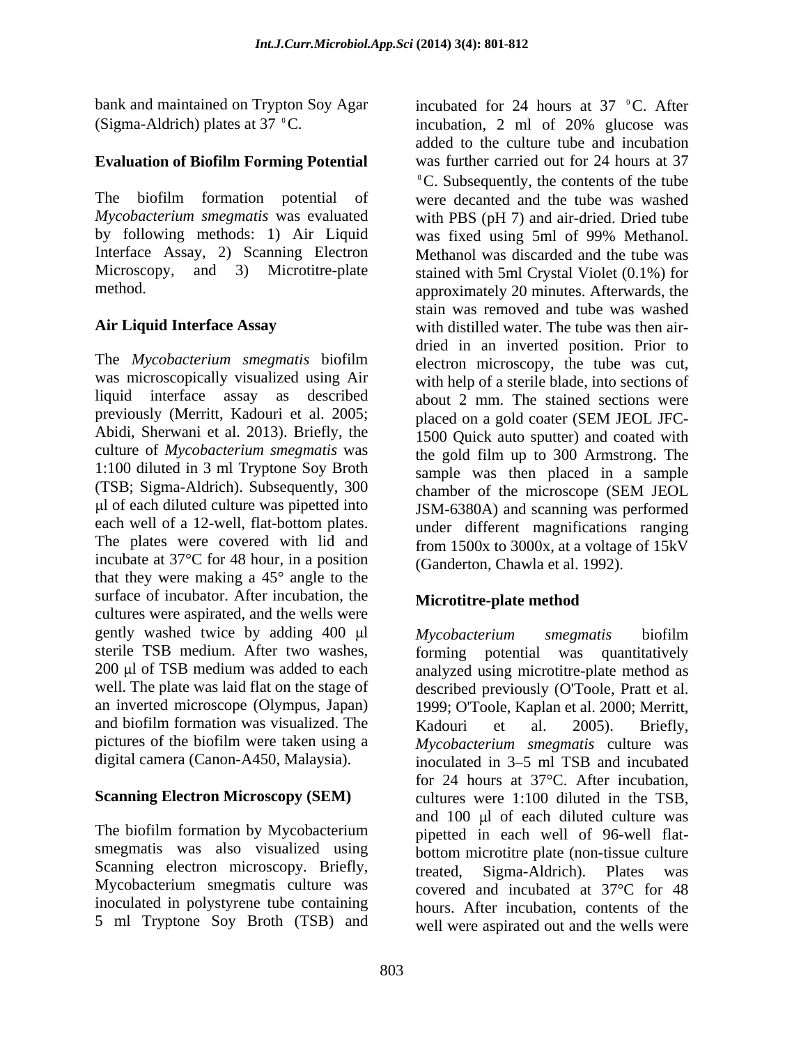bank and maintained on Trypton Soy Agar (Sigma-Aldrich) plates at 37 $^0$C.

**Evaluation of Biofilm Forming Potential**

The biofilm formation potential of *Mycobacterium smegmatis* was evaluated by following methods: 1) Air Liquid Interface Assay, 2) Scanning Electron Microscopy, and 3) Microtitre-plate method.

**Air Liquid Interface Assay**

The *Mycobacterium smegmatis* biofilm was microscopically visualized using Air liquid interface assay as described previously (Merritt, Kadouri et al. 2005; Abidi, Sherwani et al. 2013). Briefly, the culture of *Mycobacterium smegmatis* was 1:100 diluted in 3 ml Tryptone Soy Broth (TSB; Sigma-Aldrich). Subsequently, 300 μl of each diluted culture was pipetted into each well of a 12-well, flat-bottom plates. The plates were covered with lid and incubate at 37°C for 48 hour, in a position that they were making a 45° angle to the surface of incubator. After incubation, the cultures were aspirated, and the wells were gently washed twice by adding 400 μl sterile TSB medium. After two washes, 200 μl of TSB medium was added to each well. The plate was laid flat on the stage of an inverted microscope (Olympus, Japan) and biofilm formation was visualized. The pictures of the biofilm were taken using a digital camera (Canon-A450, Malaysia).

**Scanning Electron Microscopy (SEM)**

The biofilm formation by Mycobacterium smegmatis was also visualized using Scanning electron microscopy. Briefly, Mycobacterium smegmatis culture was inoculated in polystyrene tube containing 5 ml Tryptone Soy Broth (TSB) and incubated for 24 hours at 37 $^0$C. After incubation, 2 ml of 20% glucose was added to the culture tube and incubation was further carried out for 24 hours at 37 $^0$C. Subsequently, the contents of the tube were decanted and the tube was washed with PBS (pH 7) and air-dried. Dried tube was fixed using 5ml of 99% Methanol. Methanol was discarded and the tube was stained with 5ml Crystal Violet (0.1%) for approximately 20 minutes. Afterwards, the stain was removed and tube was washed with distilled water. The tube was then air-dried in an inverted position. Prior to electron microscopy, the tube was cut, with help of a sterile blade, into sections of about 2 mm. The stained sections were placed on a gold coater (SEM JEOL JFC-1500 Quick auto sputter) and coated with the gold film up to 300 Armstrong. The sample was then placed in a sample chamber of the microscope (SEM JEOL JSM-6380A) and scanning was performed under different magnifications ranging from 1500x to 3000x, at a voltage of 15kV (Ganderton, Chawla et al. 1992).

**Microtitre-plate method**

*Mycobacterium smegmatis* biofilm forming potential was quantitatively analyzed using microtitre-plate method as described previously (O'Toole, Pratt et al. 1999; O'Toole, Kaplan et al. 2000; Merritt, Kadouri et al. 2005). Briefly, *Mycobacterium smegmatis* culture was inoculated in 3–5 ml TSB and incubated for 24 hours at 37°C. After incubation, cultures were 1:100 diluted in the TSB, and 100 μl of each diluted culture was pipetted in each well of 96-well flat-bottom microtitre plate (non-tissue culture treated, Sigma-Aldrich). Plates was covered and incubated at 37°C for 48 hours. After incubation, contents of the well were aspirated out and the wells were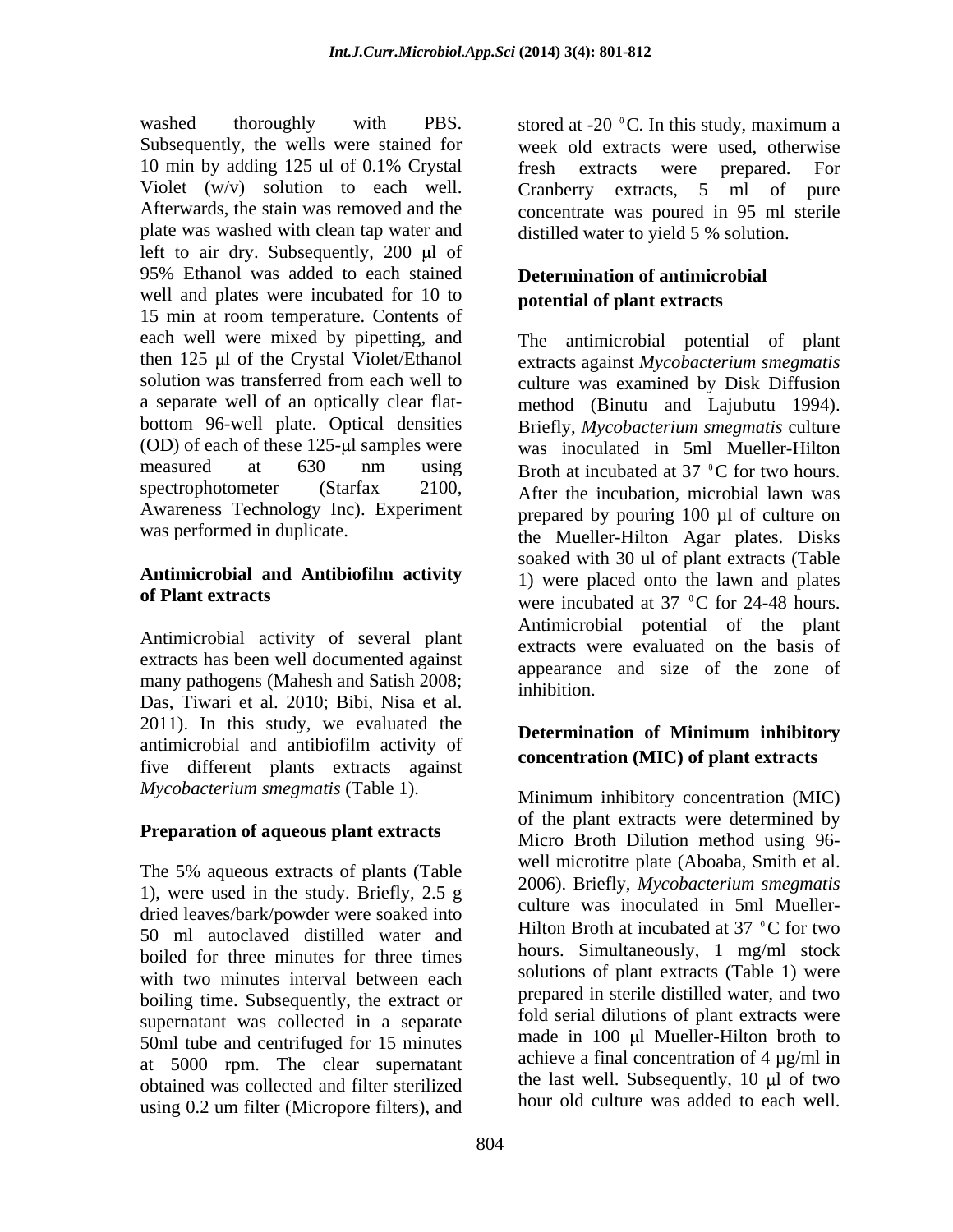washed thoroughly with PBS. Subsequently, the wells were stained for 10 min by adding 125 ul of 0.1% Crystal Violet (w/v) solution to each well. Afterwards, the stain was removed and the plate was washed with clean tap water and left to air dry. Subsequently, 200 µl of 95% Ethanol was added to each stained well and plates were incubated for 10 to 15 min at room temperature. Contents of each well were mixed by pipetting, and then 125 µl of the Crystal Violet/Ethanol solution was transferred from each well to a separate well of an optically clear flat-bottom 96-well plate. Optical densities (OD) of each of these 125-µl samples were measured at 630 nm using spectrophotometer (Starfax 2100, Awareness Technology Inc). Experiment was performed in duplicate.

## Antimicrobial and Antibiofilm activity of Plant extracts

Antimicrobial activity of several plant extracts has been well documented against many pathogens (Mahesh and Satish 2008; Das, Tiwari et al. 2010; Bibi, Nisa et al. 2011). In this study, we evaluated the antimicrobial and–antibiofilm activity of five different plants extracts against *Mycobacterium smegmatis* (Table 1).

### Preparation of aqueous plant extracts

The 5% aqueous extracts of plants (Table 1), were used in the study. Briefly, 2.5 g dried leaves/bark/powder were soaked into 50 ml autoclaved distilled water and boiled for three minutes for three times with two minutes interval between each boiling time. Subsequently, the extract or supernatant was collected in a separate 50ml tube and centrifuged for 15 minutes at 5000 rpm. The clear supernatant obtained was collected and filter sterilized using 0.2 um filter (Micropore filters), and stored at -20 °C. In this study, maximum a week old extracts were used, otherwise fresh extracts were prepared. For Cranberry extracts, 5 ml of pure concentrate was poured in 95 ml sterile distilled water to yield 5 % solution.

### Determination of antimicrobial potential of plant extracts

The antimicrobial potential of plant extracts against *Mycobacterium smegmatis* culture was examined by Disk Diffusion method (Binutu and Lajubutu 1994). Briefly, *Mycobacterium smegmatis* culture was inoculated in 5ml Mueller-Hilton Broth at incubated at 37 °C for two hours. After the incubation, microbial lawn was prepared by pouring 100 µl of culture on the Mueller-Hilton Agar plates. Disks soaked with 30 ul of plant extracts (Table 1) were placed onto the lawn and plates were incubated at 37 °C for 24-48 hours. Antimicrobial potential of the plant extracts were evaluated on the basis of appearance and size of the zone of inhibition.

### Determination of Minimum inhibitory concentration (MIC) of plant extracts

Minimum inhibitory concentration (MIC) of the plant extracts were determined by Micro Broth Dilution method using 96-well microtitre plate (Aboaba, Smith et al. 2006). Briefly, *Mycobacterium smegmatis* culture was inoculated in 5ml Mueller-Hilton Broth at incubated at 37 °C for two hours. Simultaneously, 1 mg/ml stock solutions of plant extracts (Table 1) were prepared in sterile distilled water, and two fold serial dilutions of plant extracts were made in 100 µl Mueller-Hilton broth to achieve a final concentration of 4 µg/ml in the last well. Subsequently, 10 µl of two hour old culture was added to each well.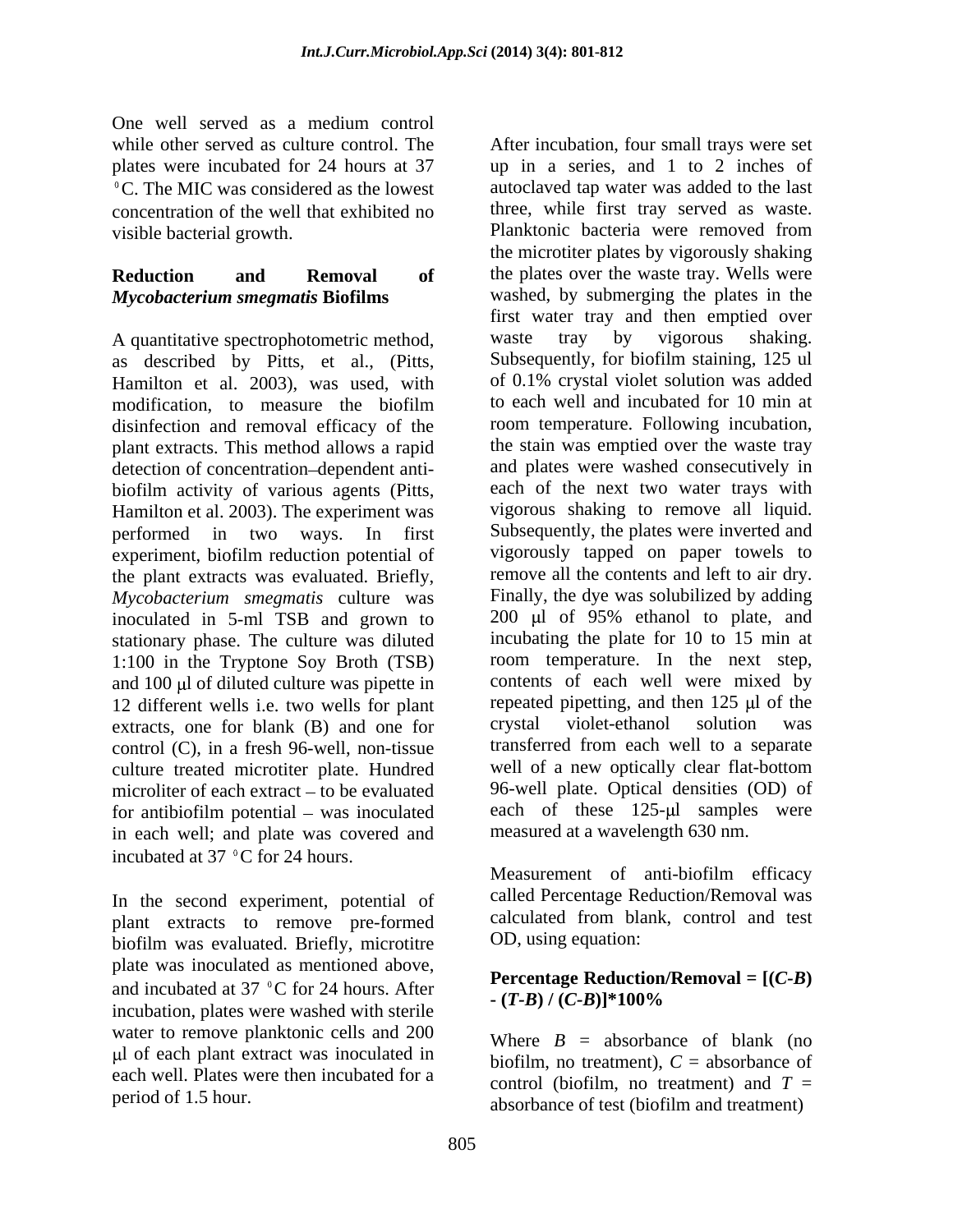One well served as a medium control while other served as culture control. The plates were incubated for 24 hours at 37 $^0$C. The MIC was considered as the lowest concentration of the well that exhibited no visible bacterial growth.

## Reduction and Removal of *Mycobacterium smegmatis* Biofilms

A quantitative spectrophotometric method, as described by Pitts, et al., (Pitts, Hamilton et al. 2003), was used, with modification, to measure the biofilm disinfection and removal efficacy of the plant extracts. This method allows a rapid detection of concentration–dependent anti-biofilm activity of various agents (Pitts, Hamilton et al. 2003). The experiment was performed in two ways. In first experiment, biofilm reduction potential of the plant extracts was evaluated. Briefly, *Mycobacterium smegmatis* culture was inoculated in 5-ml TSB and grown to stationary phase. The culture was diluted 1:100 in the Tryptone Soy Broth (TSB) and 100 μl of diluted culture was pipette in 12 different wells i.e. two wells for plant extracts, one for blank (B) and one for control (C), in a fresh 96-well, non-tissue culture treated microtiter plate. Hundred microliter of each extract – to be evaluated for antibiofilm potential – was inoculated in each well; and plate was covered and incubated at 37 $^0$C for 24 hours.

In the second experiment, potential of plant extracts to remove pre-formed biofilm was evaluated. Briefly, microtitre plate was inoculated as mentioned above, and incubated at 37 $^0$C for 24 hours. After incubation, plates were washed with sterile water to remove planktonic cells and 200 μl of each plant extract was inoculated in each well. Plates were then incubated for a period of 1.5 hour.

After incubation, four small trays were set up in a series, and 1 to 2 inches of autoclaved tap water was added to the last three, while first tray served as waste. Planktonic bacteria were removed from the microtiter plates by vigorously shaking the plates over the waste tray. Wells were washed, by submerging the plates in the first water tray and then emptied over waste tray by vigorous shaking. Subsequently, for biofilm staining, 125 ul of 0.1% crystal violet solution was added to each well and incubated for 10 min at room temperature. Following incubation, the stain was emptied over the waste tray and plates were washed consecutively in each of the next two water trays with vigorous shaking to remove all liquid. Subsequently, the plates were inverted and vigorously tapped on paper towels to remove all the contents and left to air dry. Finally, the dye was solubilized by adding 200 μl of 95% ethanol to plate, and incubating the plate for 10 to 15 min at room temperature. In the next step, contents of each well were mixed by repeated pipetting, and then 125 μl of the crystal violet-ethanol solution was transferred from each well to a separate well of a new optically clear flat-bottom 96-well plate. Optical densities (OD) of each of these 125-μl samples were measured at a wavelength 630 nm.

Measurement of anti-biofilm efficacy called Percentage Reduction/Removal was calculated from blank, control and test OD, using equation:

**Percentage Reduction/Removal = $[(C-B) - (T-B) / (C-B)]*100\%$**

Where $B$ = absorbance of blank (no biofilm, no treatment), $C$ = absorbance of control (biofilm, no treatment) and $T$ = absorbance of test (biofilm and treatment)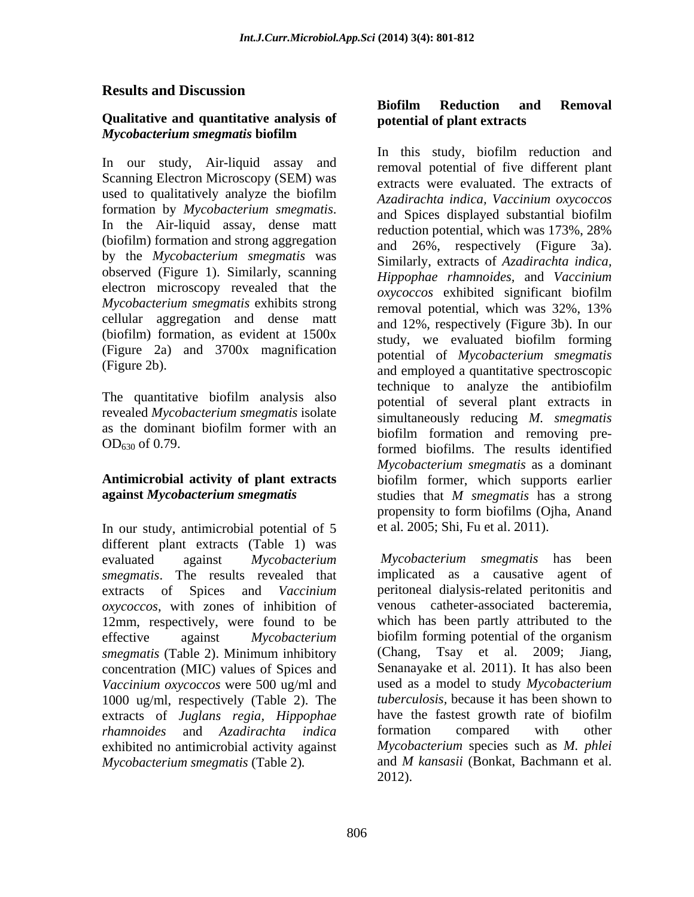## Results and Discussion

### Qualitative and quantitative analysis of *Mycobacterium smegmatis* biofilm

In our study, Air-liquid assay and Scanning Electron Microscopy (SEM) was used to qualitatively analyze the biofilm formation by *Mycobacterium smegmatis*. In the Air-liquid assay, dense matt (biofilm) formation and strong aggregation by the *Mycobacterium smegmatis* was observed (Figure 1). Similarly, scanning electron microscopy revealed that the *Mycobacterium smegmatis* exhibits strong cellular aggregation and dense matt (biofilm) formation, as evident at 1500x (Figure 2a) and 3700x magnification (Figure 2b).

The quantitative biofilm analysis also revealed *Mycobacterium smegmatis* isolate as the dominant biofilm former with an $OD_{630}$ of 0.79.

### Antimicrobial activity of plant extracts against *Mycobacterium smegmatis*

In our study, antimicrobial potential of 5 different plant extracts (Table 1) was evaluated against *Mycobacterium smegmatis*. The results revealed that extracts of Spices and *Vaccinium oxycoccos*, with zones of inhibition of 12mm, respectively, were found to be effective against *Mycobacterium smegmatis* (Table 2). Minimum inhibitory concentration (MIC) values of Spices and *Vaccinium oxycoccos* were 500 ug/ml and 1000 ug/ml, respectively (Table 2). The extracts of *Juglans regia, Hippophae rhamnoides* and *Azadirachta indica* exhibited no antimicrobial activity against *Mycobacterium smegmatis* (Table 2).

### Biofilm Reduction and Removal potential of plant extracts

In this study, biofilm reduction and removal potential of five different plant extracts were evaluated. The extracts of *Azadirachta indica, Vaccinium oxycoccos* and Spices displayed substantial biofilm reduction potential, which was 173%, 28% and 26%, respectively (Figure 3a). Similarly, extracts of *Azadirachta indica, Hippophae rhamnoides*, and *Vaccinium oxycoccos* exhibited significant biofilm removal potential, which was 32%, 13% and 12%, respectively (Figure 3b). In our study, we evaluated biofilm forming potential of *Mycobacterium smegmatis* and employed a quantitative spectroscopic technique to analyze the antibiofilm potential of several plant extracts in simultaneously reducing *M. smegmatis* biofilm formation and removing pre-formed biofilms. The results identified *Mycobacterium smegmatis* as a dominant biofilm former, which supports earlier studies that *M smegmatis* has a strong propensity to form biofilms (Ojha, Anand et al. 2005; Shi, Fu et al. 2011).

*Mycobacterium smegmatis* has been implicated as a causative agent of peritoneal dialysis-related peritonitis and venous catheter-associated bacteremia, which has been partly attributed to the biofilm forming potential of the organism (Chang, Tsay et al. 2009; Jiang, Senanayake et al. 2011). It has also been used as a model to study *Mycobacterium tuberculosis*, because it has been shown to have the fastest growth rate of biofilm formation compared with other *Mycobacterium* species such as *M. phlei* and *M kansasii* (Bonkat, Bachmann et al. 2012).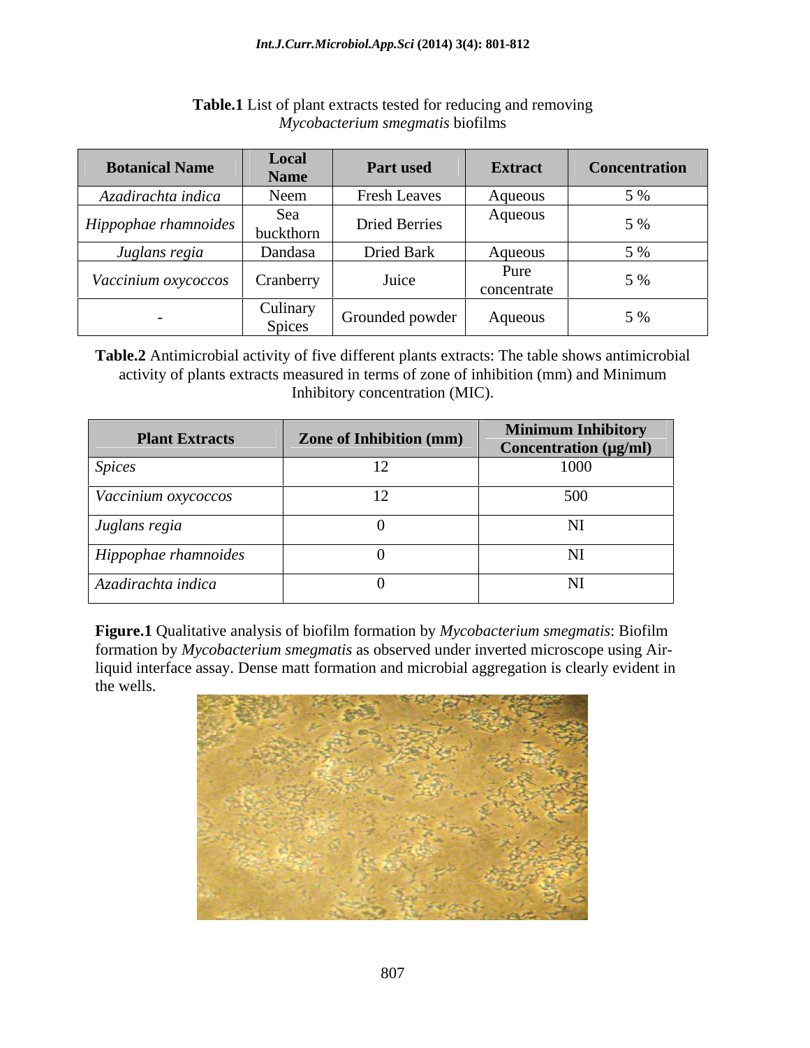**Table.1** List of plant extracts tested for reducing and removing *Mycobacterium smegmatis* biofilms

| Botanical Name | Local Name | Part used | Extract | Concentration |
|---|---|---|---|---|
| *Azadirachta indica* | Neem | Fresh Leaves | Aqueous | 5 % |
| *Hippophae rhamnoides* | Sea buckthorn | Dried Berries | Aqueous | 5 % |
| *Juglans regia* | Dandasa | Dried Bark | Aqueous | 5 % |
| *Vaccinium oxycoccos* | Cranberry | Juice | Pure concentrate | 5 % |
| - | Culinary Spices | Grounded powder | Aqueous | 5 % |

**Table.2** Antimicrobial activity of five different plants extracts: The table shows antimicrobial activity of plants extracts measured in terms of zone of inhibition (mm) and Minimum Inhibitory concentration (MIC).

| Plant Extracts | Zone of Inhibition (mm) | Minimum Inhibitory Concentration (μg/ml) |
|---|---|---|
| *Spices* | 12 | 1000 |
| *Vaccinium oxycoccos* | 12 | 500 |
| *Juglans regia* | 0 | NI |
| *Hippophae rhamnoides* | 0 | NI |
| *Azadirachta indica* | 0 | NI |

**Figure.1** Qualitative analysis of biofilm formation by *Mycobacterium smegmatis*: Biofilm formation by *Mycobacterium smegmatis* as observed under inverted microscope using Air-liquid interface assay. Dense matt formation and microbial aggregation is clearly evident in the wells.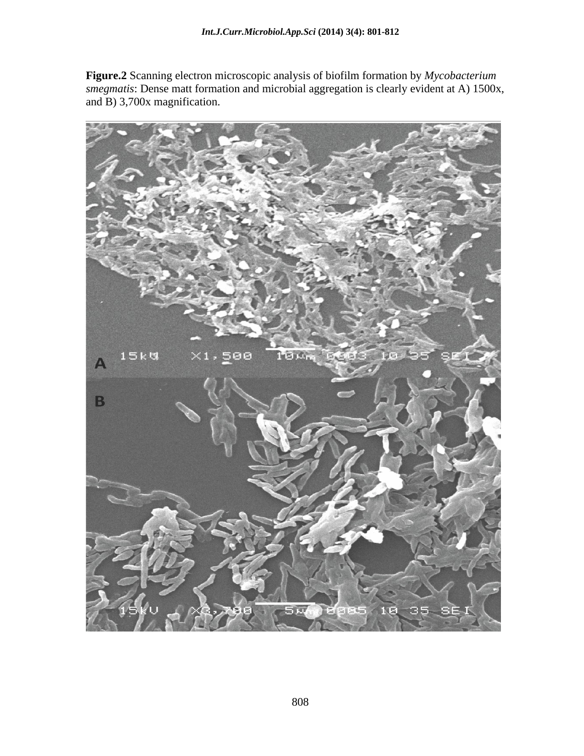**Figure.2** Scanning electron microscopic analysis of biofilm formation by *Mycobacterium smegmatis*: Dense matt formation and microbial aggregation is clearly evident at A) 1500x, and B) 3,700x magnification.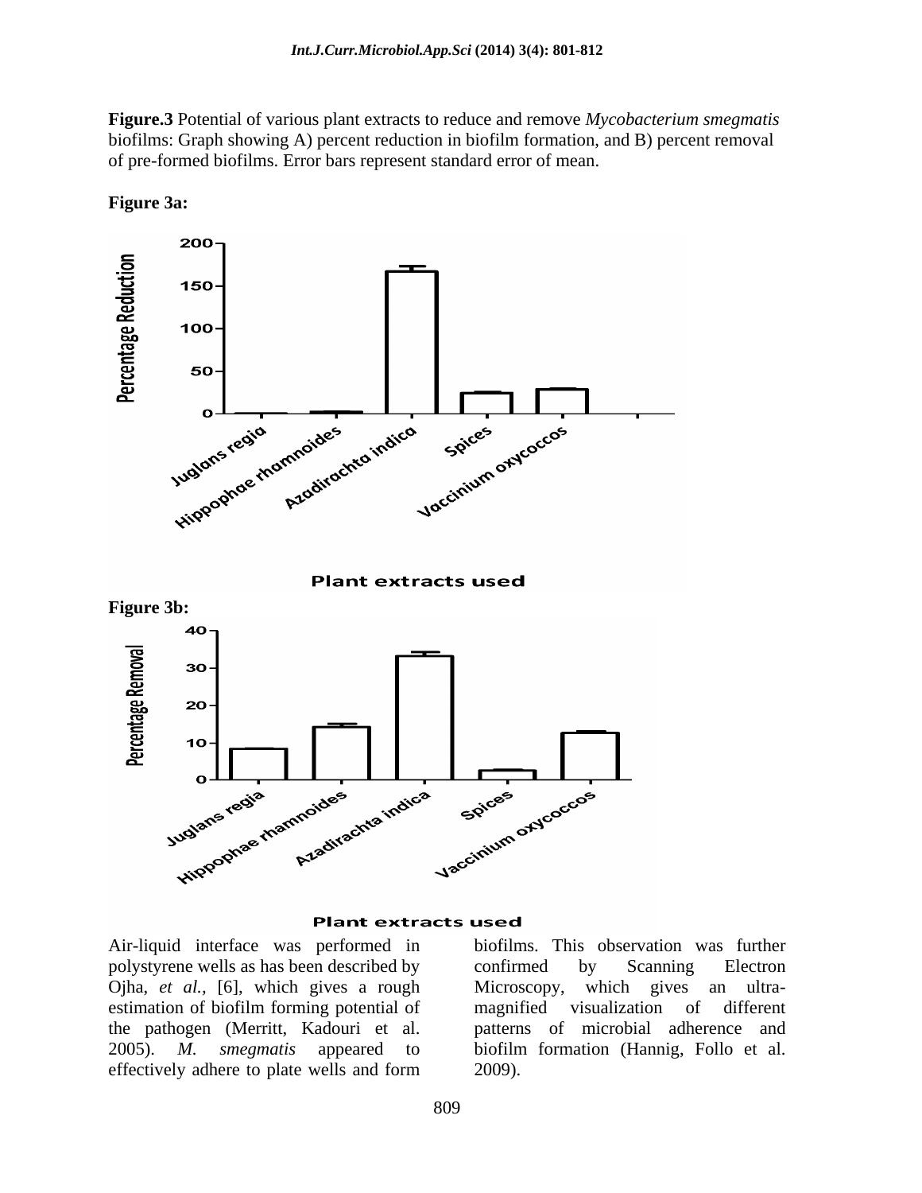**Figure.3** Potential of various plant extracts to reduce and remove *Mycobacterium smegmatis* biofilms: Graph showing A) percent reduction in biofilm formation, and B) percent removal of pre-formed biofilms. Error bars represent standard error of mean.

**Figure 3a:**

**Figure 3b:**

Air-liquid interface was performed in polystyrene wells as has been described by Ojha, *et al.*, [6], which gives a rough estimation of biofilm forming potential of the pathogen (Merritt, Kadouri et al. 2005). *M. smegmatis* appeared to effectively adhere to plate wells and form biofilms. This observation was further confirmed by Scanning Electron Microscopy, which gives an ultra-magnified visualization of different patterns of microbial adherence and biofilm formation (Hannig, Follo et al. 2009).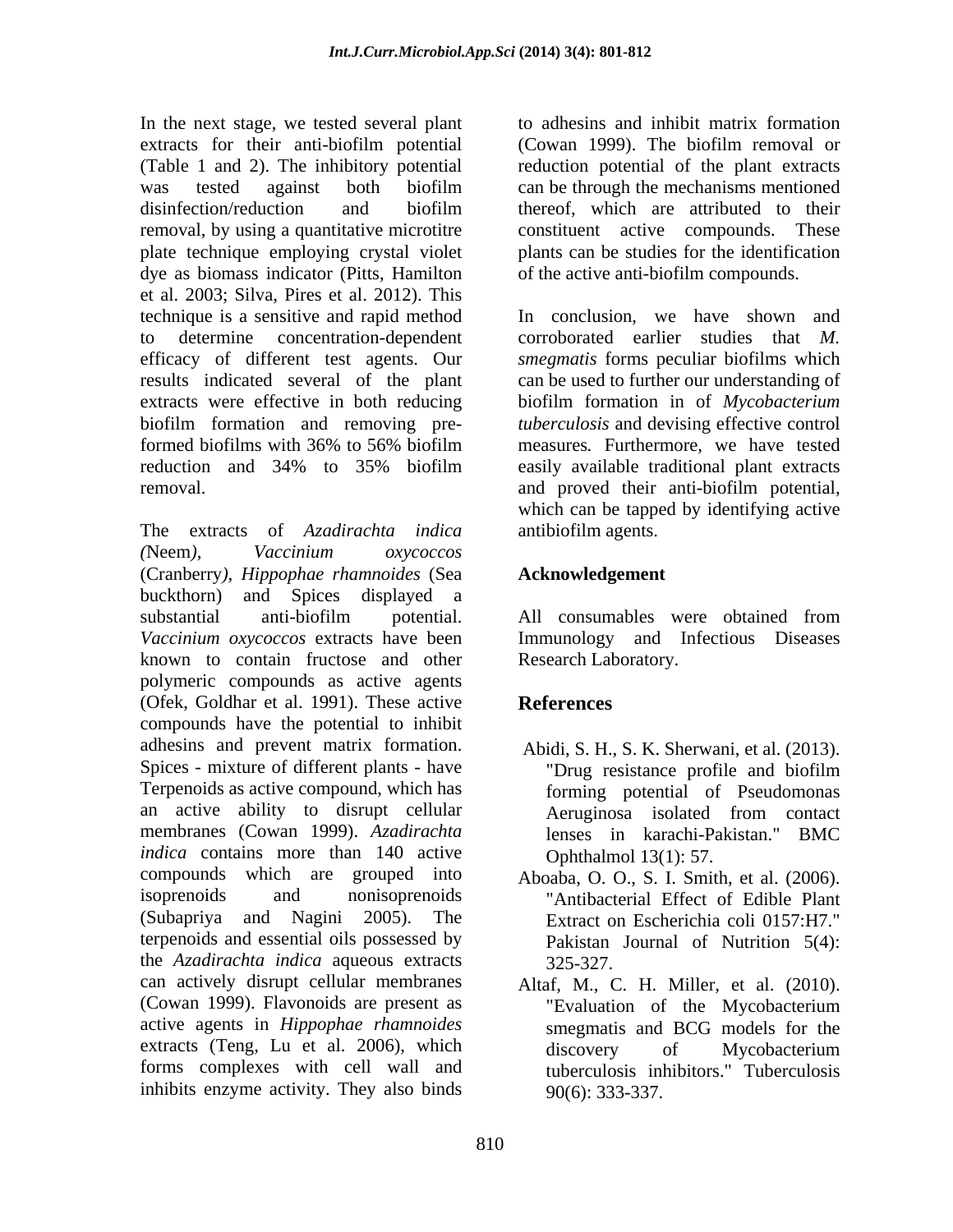In the next stage, we tested several plant extracts for their anti-biofilm potential (Table 1 and 2). The inhibitory potential was tested against both biofilm disinfection/reduction and biofilm removal, by using a quantitative microtitre plate technique employing crystal violet dye as biomass indicator (Pitts, Hamilton et al. 2003; Silva, Pires et al. 2012). This technique is a sensitive and rapid method to determine concentration-dependent efficacy of different test agents. Our results indicated several of the plant extracts were effective in both reducing biofilm formation and removing pre-formed biofilms with 36% to 56% biofilm reduction and 34% to 35% biofilm removal.

The extracts of *Azadirachta indica (*Neem*), Vaccinium oxycoccos* (Cranberry*), Hippophae rhamnoides* (Sea buckthorn) and Spices displayed a substantial anti-biofilm potential. *Vaccinium oxycoccos* extracts have been known to contain fructose and other polymeric compounds as active agents (Ofek, Goldhar et al. 1991). These active compounds have the potential to inhibit adhesins and prevent matrix formation. Spices - mixture of different plants - have Terpenoids as active compound, which has an active ability to disrupt cellular membranes (Cowan 1999). *Azadirachta indica* contains more than 140 active compounds which are grouped into isoprenoids and nonisoprenoids (Subapriya and Nagini 2005). The terpenoids and essential oils possessed by the *Azadirachta indica* aqueous extracts can actively disrupt cellular membranes (Cowan 1999). Flavonoids are present as active agents in *Hippophae rhamnoides* extracts (Teng, Lu et al. 2006), which forms complexes with cell wall and inhibits enzyme activity. They also binds to adhesins and inhibit matrix formation (Cowan 1999). The biofilm removal or reduction potential of the plant extracts can be through the mechanisms mentioned thereof, which are attributed to their constituent active compounds. These plants can be studies for the identification of the active anti-biofilm compounds.

In conclusion, we have shown and corroborated earlier studies that *M. smegmatis* forms peculiar biofilms which can be used to further our understanding of biofilm formation in of *Mycobacterium tuberculosis* and devising effective control measures*.* Furthermore, we have tested easily available traditional plant extracts and proved their anti-biofilm potential, which can be tapped by identifying active antibiofilm agents.

## Acknowledgement

All consumables were obtained from Immunology and Infectious Diseases Research Laboratory.

## References

Abidi, S. H., S. K. Sherwani, et al. (2013). "Drug resistance profile and biofilm forming potential of Pseudomonas Aeruginosa isolated from contact lenses in karachi-Pakistan." BMC Ophthalmol 13(1): 57.

Aboaba, O. O., S. I. Smith, et al. (2006). "Antibacterial Effect of Edible Plant Extract on Escherichia coli 0157:H7." Pakistan Journal of Nutrition 5(4): 325-327.

Altaf, M., C. H. Miller, et al. (2010). "Evaluation of the Mycobacterium smegmatis and BCG models for the discovery of Mycobacterium tuberculosis inhibitors." Tuberculosis 90(6): 333-337.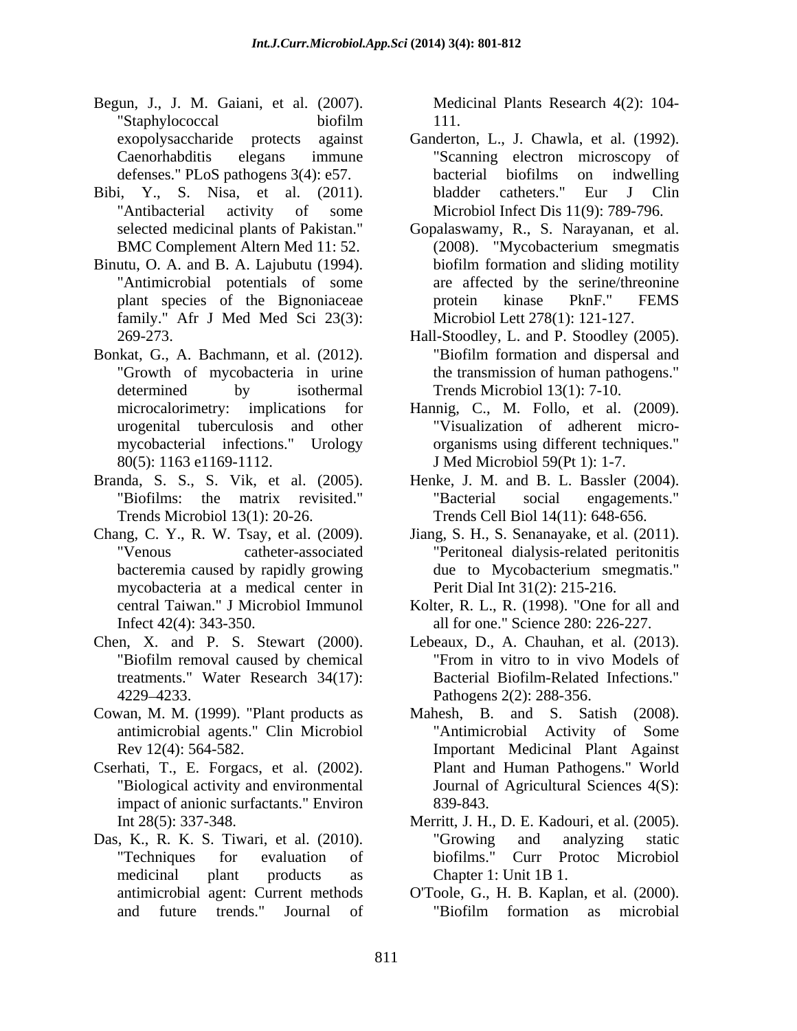Begun, J., J. M. Gaiani, et al. (2007). "Staphylococcal biofilm exopolysaccharide protects against Caenorhabditis elegans immune defenses." PLoS pathogens 3(4): e57.

Bibi, Y., S. Nisa, et al. (2011). "Antibacterial activity of some selected medicinal plants of Pakistan." BMC Complement Altern Med 11: 52.

Binutu, O. A. and B. A. Lajubutu (1994). "Antimicrobial potentials of some plant species of the Bignoniaceae family." Afr J Med Med Sci 23(3): 269-273.

Bonkat, G., A. Bachmann, et al. (2012). "Growth of mycobacteria in urine determined by isothermal microcalorimetry: implications for urogenital tuberculosis and other mycobacterial infections." Urology 80(5): 1163 e1169-1112.

Branda, S. S., S. Vik, et al. (2005). "Biofilms: the matrix revisited." Trends Microbiol 13(1): 20-26.

Chang, C. Y., R. W. Tsay, et al. (2009). "Venous catheter-associated bacteremia caused by rapidly growing mycobacteria at a medical center in central Taiwan." J Microbiol Immunol Infect 42(4): 343-350.

Chen, X. and P. S. Stewart (2000). "Biofilm removal caused by chemical treatments." Water Research 34(17): 4229–4233.

Cowan, M. M. (1999). "Plant products as antimicrobial agents." Clin Microbiol Rev 12(4): 564-582.

Cserhati, T., E. Forgacs, et al. (2002). "Biological activity and environmental impact of anionic surfactants." Environ Int 28(5): 337-348.

Das, K., R. K. S. Tiwari, et al. (2010). "Techniques for evaluation of medicinal plant products as antimicrobial agent: Current methods and future trends." Journal of Medicinal Plants Research 4(2): 104-111.

Ganderton, L., J. Chawla, et al. (1992). "Scanning electron microscopy of bacterial biofilms on indwelling bladder catheters." Eur J Clin Microbiol Infect Dis 11(9): 789-796.

Gopalaswamy, R., S. Narayanan, et al. (2008). "Mycobacterium smegmatis biofilm formation and sliding motility are affected by the serine/threonine protein kinase PknF." FEMS Microbiol Lett 278(1): 121-127.

Hall-Stoodley, L. and P. Stoodley (2005). "Biofilm formation and dispersal and the transmission of human pathogens." Trends Microbiol 13(1): 7-10.

Hannig, C., M. Follo, et al. (2009). "Visualization of adherent micro-organisms using different techniques." J Med Microbiol 59(Pt 1): 1-7.

Henke, J. M. and B. L. Bassler (2004). "Bacterial social engagements." Trends Cell Biol 14(11): 648-656.

Jiang, S. H., S. Senanayake, et al. (2011). "Peritoneal dialysis-related peritonitis due to Mycobacterium smegmatis." Perit Dial Int 31(2): 215-216.

Kolter, R. L., R. (1998). "One for all and all for one." Science 280: 226-227.

Lebeaux, D., A. Chauhan, et al. (2013). "From in vitro to in vivo Models of Bacterial Biofilm-Related Infections." Pathogens 2(2): 288-356.

Mahesh, B. and S. Satish (2008). "Antimicrobial Activity of Some Important Medicinal Plant Against Plant and Human Pathogens." World Journal of Agricultural Sciences 4(S): 839-843.

Merritt, J. H., D. E. Kadouri, et al. (2005). "Growing and analyzing static biofilms." Curr Protoc Microbiol Chapter 1: Unit 1B 1.

O'Toole, G., H. B. Kaplan, et al. (2000). "Biofilm formation as microbial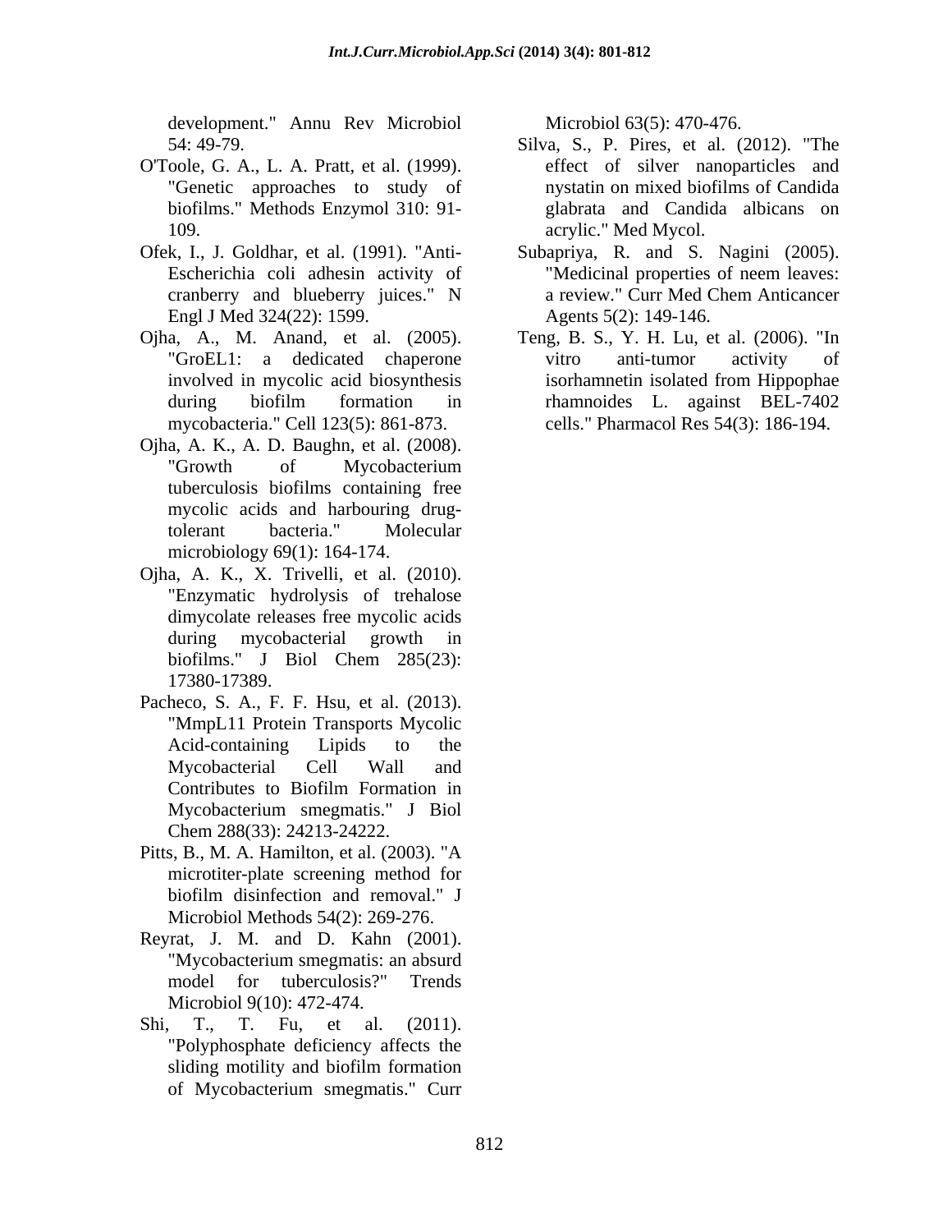development." Annu Rev Microbiol 54: 49-79.

O'Toole, G. A., L. A. Pratt, et al. (1999). "Genetic approaches to study of biofilms." Methods Enzymol 310: 91-109.

Ofek, I., J. Goldhar, et al. (1991). "Anti-Escherichia coli adhesin activity of cranberry and blueberry juices." N Engl J Med 324(22): 1599.

Ojha, A., M. Anand, et al. (2005). "GroEL1: a dedicated chaperone involved in mycolic acid biosynthesis during biofilm formation in mycobacteria." Cell 123(5): 861-873.

Ojha, A. K., A. D. Baughn, et al. (2008). "Growth of Mycobacterium tuberculosis biofilms containing free mycolic acids and harbouring drug-tolerant bacteria." Molecular microbiology 69(1): 164-174.

Ojha, A. K., X. Trivelli, et al. (2010). "Enzymatic hydrolysis of trehalose dimycolate releases free mycolic acids during mycobacterial growth in biofilms." J Biol Chem 285(23): 17380-17389.

Pacheco, S. A., F. F. Hsu, et al. (2013). "MmpL11 Protein Transports Mycolic Acid-containing Lipids to the Mycobacterial Cell Wall and Contributes to Biofilm Formation in Mycobacterium smegmatis." J Biol Chem 288(33): 24213-24222.

Pitts, B., M. A. Hamilton, et al. (2003). "A microtiter-plate screening method for biofilm disinfection and removal." J Microbiol Methods 54(2): 269-276.

Reyrat, J. M. and D. Kahn (2001). "Mycobacterium smegmatis: an absurd model for tuberculosis?" Trends Microbiol 9(10): 472-474.

Shi, T., T. Fu, et al. (2011). "Polyphosphate deficiency affects the sliding motility and biofilm formation of Mycobacterium smegmatis." Curr Microbiol 63(5): 470-476.

Silva, S., P. Pires, et al. (2012). "The effect of silver nanoparticles and nystatin on mixed biofilms of Candida glabrata and Candida albicans on acrylic." Med Mycol.

Subapriya, R. and S. Nagini (2005). "Medicinal properties of neem leaves: a review." Curr Med Chem Anticancer Agents 5(2): 149-146.

Teng, B. S., Y. H. Lu, et al. (2006). "In vitro anti-tumor activity of isorhamnetin isolated from Hippophae rhamnoides L. against BEL-7402 cells." Pharmacol Res 54(3): 186-194.